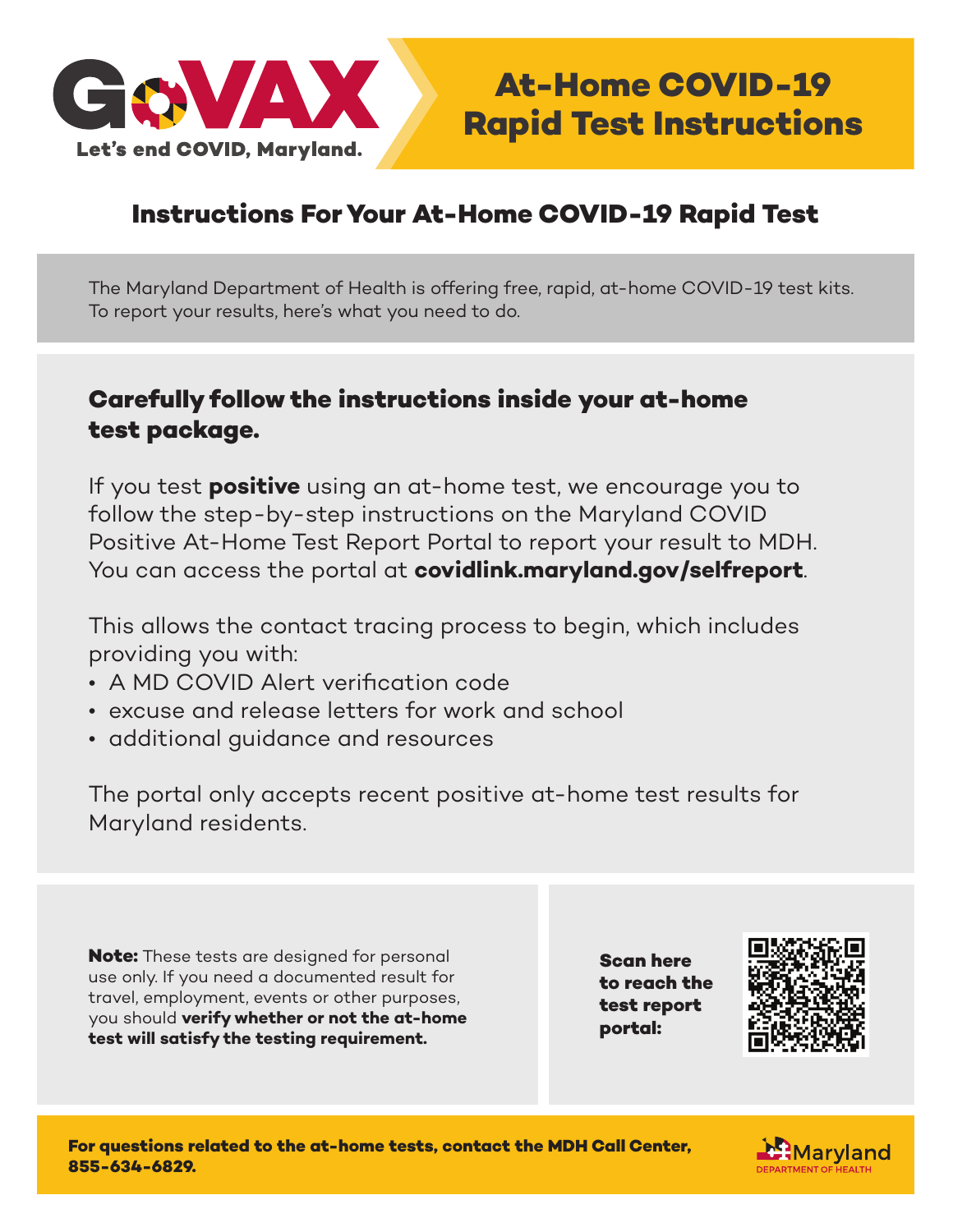GoVAX

Let's end COVID, Maryland.

# At-Home COVID-19 Rapid Test Instructions

## Instructions For Your At-Home COVID-19 Rapid Test

The Maryland Department of Health is offering free, rapid, at-home COVID-19 test kits. To report your results, here's what you need to do.

### Carefully follow the instructions inside your at-home test package.

If you test **positive** using an at-home test, we encourage you to follow the step-by-step instructions on the Maryland COVID Positive At-Home Test Report Portal to report your result to MDH. You can access the portal at **covidlink.maryland.gov/selfreport**.

This allows the contact tracing process to begin, which includes providing you with:

- A MD COVID Alert verification code
- excuse and release letters for work and school
- additional guidance and resources

The portal only accepts recent positive at-home test results for Maryland residents.

**Note:** These tests are designed for personal use only. If you need a documented result for travel, employment, events or other purposes, you should **verify whether or not the at-home test will satisfy the testing requirement.**

**Scan here to reach the test report portal:**

**For questions related to the at-home tests, contact the MDH Call Center, 855-634-6829.**

Maryland DEPARTMENT OF HEALTH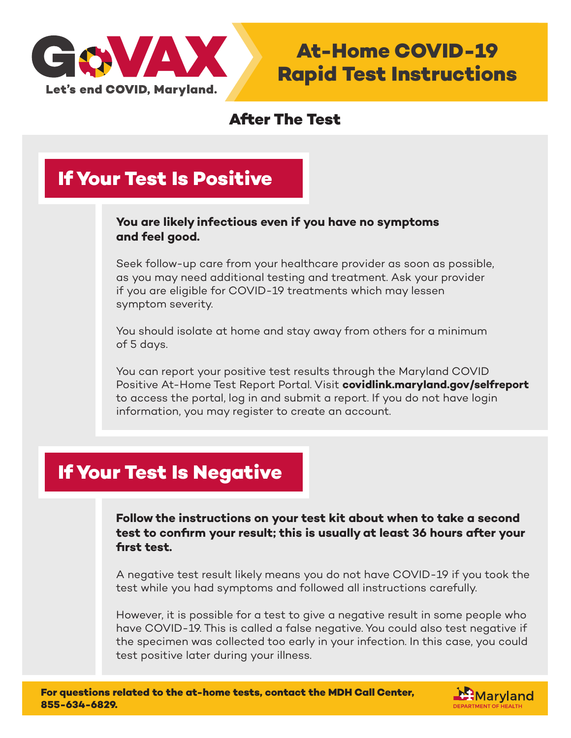GoVAX

Let's end COVID, Maryland.

# At-Home COVID-19 Rapid Test Instructions

## After The Test

## If Your Test Is Positive

**You are likely infectious even if you have no symptoms and feel good.**

Seek follow-up care from your healthcare provider as soon as possible, as you may need additional testing and treatment. Ask your provider if you are eligible for COVID-19 treatments which may lessen symptom severity.

You should isolate at home and stay away from others for a minimum of 5 days.

You can report your positive test results through the Maryland COVID Positive At-Home Test Report Portal. Visit **covidlink.maryland.gov/selfreport** to access the portal, log in and submit a report. If you do not have login information, you may register to create an account.

## If Your Test Is Negative

**Follow the instructions on your test kit about when to take a second test to confirm your result; this is usually at least 36 hours after your first test.**

A negative test result likely means you do not have COVID-19 if you took the test while you had symptoms and followed all instructions carefully.

However, it is possible for a test to give a negative result in some people who have COVID-19. This is called a false negative. You could also test negative if the specimen was collected too early in your infection. In this case, you could test positive later during your illness.

**For questions related to the at-home tests, contact the MDH Call Center, 855-634-6829.**

Maryland DEPARTMENT OF HEALTH